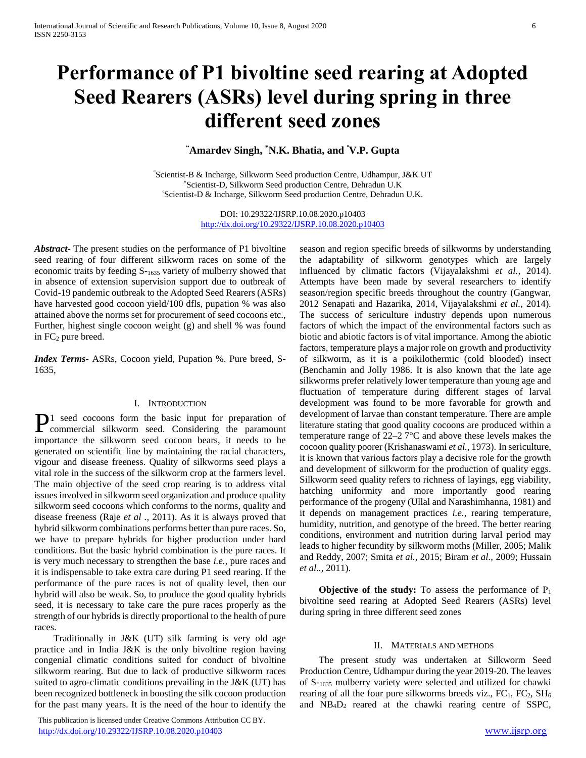# Performance of P1 bivoltine seed rearing at Adopted Seed Rearers (ASRs) level during spring in three different seed zones

**"Amardev Singh, *N.K. Bhatia, and °V.P. Gupta**

"Scientist-B & Incharge, Silkworm Seed production Centre, Udhampur, J&K UT
*Scientist-D, Silkworm Seed production Centre, Dehradun U.K
°Scientist-D & Incharge, Silkworm Seed production Centre, Dehradun U.K.

DOI: 10.29322/IJSRP.10.08.2020.p10403
http://dx.doi.org/10.29322/IJSRP.10.08.2020.p10403

***Abstract-*** The present studies on the performance of P1 bivoltine seed rearing of four different silkworm races on some of the economic traits by feeding S-$_{1635}$ variety of mulberry showed that in absence of extension supervision support due to outbreak of Covid-19 pandemic outbreak to the Adopted Seed Rearers (ASRs) have harvested good cocoon yield/100 dfls, pupation % was also attained above the norms set for procurement of seed cocoons etc., Further, highest single cocoon weight (g) and shell % was found in $FC_2$ pure breed.

***Index Terms*-** ASRs, Cocoon yield, Pupation %. Pure breed, S-1635,

## I. Introduction

P1 seed cocoons form the basic input for preparation of commercial silkworm seed. Considering the paramount importance the silkworm seed cocoon bears, it needs to be generated on scientific line by maintaining the racial characters, vigour and disease freeness. Quality of silkworms seed plays a vital role in the success of the silkworm crop at the farmers level. The main objective of the seed crop rearing is to address vital issues involved in silkworm seed organization and produce quality silkworm seed cocoons which conforms to the norms, quality and disease freeness (Raje *et al .,* 2011). As it is always proved that hybrid silkworm combinations performs better than pure races. So, we have to prepare hybrids for higher production under hard conditions. But the basic hybrid combination is the pure races. It is very much necessary to strengthen the base *i.e.,* pure races and it is indispensable to take extra care during P1 seed rearing. If the performance of the pure races is not of quality level, then our hybrid will also be weak. So, to produce the good quality hybrids seed, it is necessary to take care the pure races properly as the strength of our hybrids is directly proportional to the health of pure races.

Traditionally in J&K (UT) silk farming is very old age practice and in India J&K is the only bivoltine region having congenial climatic conditions suited for conduct of bivoltine silkworm rearing. But due to lack of productive silkworm races suited to agro-climatic conditions prevailing in the J&K (UT) has been recognized bottleneck in boosting the silk cocoon production for the past many years. It is the need of the hour to identify the season and region specific breeds of silkworms by understanding the adaptability of silkworm genotypes which are largely influenced by climatic factors (Vijayalakshmi *et al.,* 2014). Attempts have been made by several researchers to identify season/region specific breeds throughout the country (Gangwar, 2012 Senapati and Hazarika, 2014, Vijayalakshmi *et al.,* 2014). The success of sericulture industry depends upon numerous factors of which the impact of the environmental factors such as biotic and abiotic factors is of vital importance. Among the abiotic factors, temperature plays a major role on growth and productivity of silkworm, as it is a poikilothermic (cold blooded) insect (Benchamin and Jolly 1986. It is also known that the late age silkworms prefer relatively lower temperature than young age and fluctuation of temperature during different stages of larval development was found to be more favorable for growth and development of larvae than constant temperature. There are ample literature stating that good quality cocoons are produced within a temperature range of 22–2 7°C and above these levels makes the cocoon quality poorer (Krishanaswami *et al.,* 1973). In sericulture, it is known that various factors play a decisive role for the growth and development of silkworm for the production of quality eggs. Silkworm seed quality refers to richness of layings, egg viability, hatching uniformity and more importantly good rearing performance of the progeny (Ullal and Narashimhanna, 1981) and it depends on management practices *i.e.,* rearing temperature, humidity, nutrition, and genotype of the breed. The better rearing conditions, environment and nutrition during larval period may leads to higher fecundity by silkworm moths (Miller, 2005; Malik and Reddy, 2007; Smita *et al.,* 2015; Biram *et al.,* 2009; Hussain *et al..,* 2011).

**Objective of the study:** To assess the performance of $P_1$ bivoltine seed rearing at Adopted Seed Rearers (ASRs) level during spring in three different seed zones

## II. Materials and Methods

The present study was undertaken at Silkworm Seed Production Centre, Udhampur during the year 2019-20. The leaves of S-$_{1635}$ mulberry variety were selected and utilized for chawki rearing of all the four pure silkworms breeds viz., $FC_1$, $FC_2$, $SH_6$ and $NB_4D_2$ reared at the chawki rearing centre of SSPC,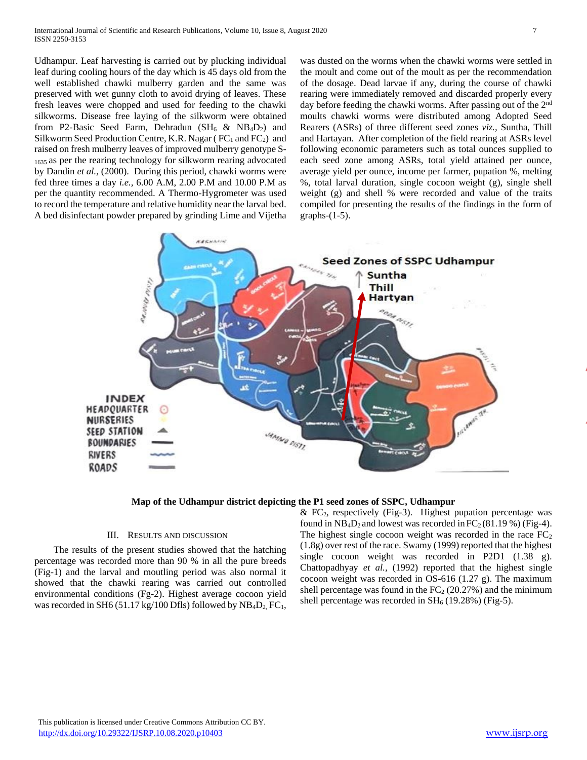Udhampur. Leaf harvesting is carried out by plucking individual leaf during cooling hours of the day which is 45 days old from the well established chawki mulberry garden and the same was preserved with wet gunny cloth to avoid drying of leaves. These fresh leaves were chopped and used for feeding to the chawki silkworms. Disease free laying of the silkworm were obtained from P2-Basic Seed Farm, Dehradun ($SH_6$ & $NB_4D_2$) and Silkworm Seed Production Centre, K.R. Nagar ( $FC_1$ and $FC_2$) and raised on fresh mulberry leaves of improved mulberry genotype $S\text{-}_{1635}$ as per the rearing technology for silkworm rearing advocated by Dandin *et al.,* (2000). During this period, chawki worms were fed three times a day *i.e.,* 6.00 A.M, 2.00 P.M and 10.00 P.M as per the quantity recommended. A Thermo-Hygrometer was used to record the temperature and relative humidity near the larval bed. A bed disinfectant powder prepared by grinding Lime and Vijetha was dusted on the worms when the chawki worms were settled in the moult and come out of the moult as per the recommendation of the dosage. Dead larvae if any, during the course of chawki rearing were immediately removed and discarded properly every day before feeding the chawki worms. After passing out of the $2^{nd}$ moults chawki worms were distributed among Adopted Seed Rearers (ASRs) of three different seed zones *viz.,* Suntha, Thill and Hartayan. After completion of the field rearing at ASRs level following economic parameters such as total ounces supplied to each seed zone among ASRs, total yield attained per ounce, average yield per ounce, income per farmer, pupation %, melting %, total larval duration, single cocoon weight (g), single shell weight (g) and shell % were recorded and value of the traits compiled for presenting the results of the findings in the form of graphs-(1-5).

**Map of the Udhampur district depicting the P1 seed zones of SSPC, Udhampur**

## III. Results and Discussion

The results of the present studies showed that the hatching percentage was recorded more than 90 % in all the pure breeds (Fig-1) and the larval and moutling period was also normal it showed that the chawki rearing was carried out controlled environmental conditions (Fg-2). Highest average cocoon yield was recorded in SH6 (51.17 kg/100 Dfls) followed by $NB_4D_2$, $FC_1$, & $FC_2$, respectively (Fig-3). Highest pupation percentage was found in $NB_4D_2$ and lowest was recorded in $FC_2$ (81.19 %) (Fig-4). The highest single cocoon weight was recorded in the race $FC_2$ (1.8g) over rest of the race. Swamy (1999) reported that the highest single cocoon weight was recorded in P2D1 (1.38 g). Chattopadhyay *et al.,* (1992) reported that the highest single cocoon weight was recorded in OS-616 (1.27 g). The maximum shell percentage was found in the $FC_2$ (20.27%) and the minimum shell percentage was recorded in $SH_6$ (19.28%) (Fig-5).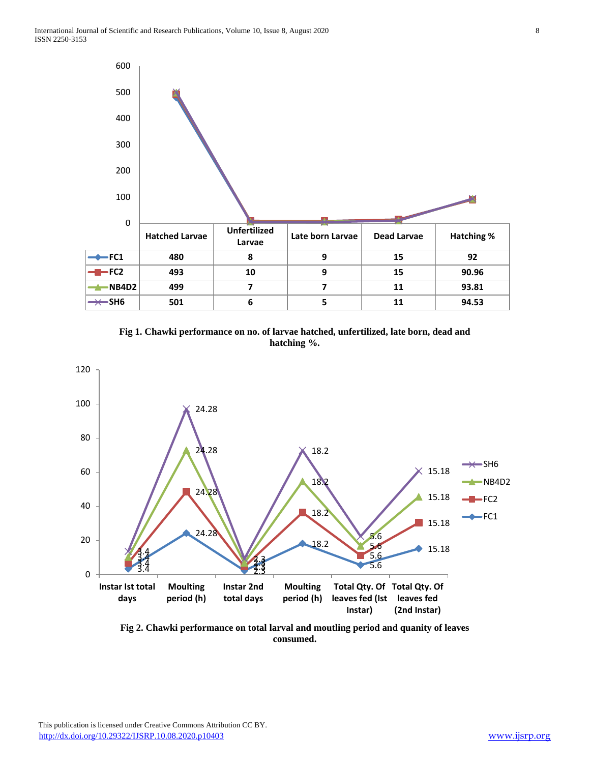| | Hatched Larvae | Unfertilized Larvae | Late born Larvae | Dead Larvae | Hatching % |
|---|---|---|---|---|---|
| FC1 | 480 | 8 | 9 | 15 | 92 |
| FC2 | 493 | 10 | 9 | 15 | 90.96 |
| NB4D2 | 499 | 7 | 7 | 11 | 93.81 |
| SH6 | 501 | 6 | 5 | 11 | 94.53 |

**Fig 1. Chawki performance on no. of larvae hatched, unfertilized, late born, dead and hatching %.**

**Fig 2. Chawki performance on total larval and moutling period and quanity of leaves consumed.**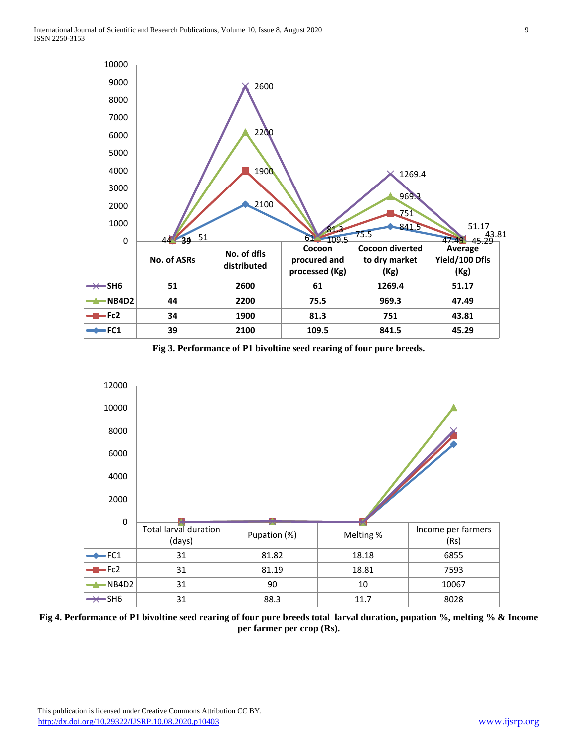| | No. of ASRs | No. of dfls distributed | Cocoon procured and processed (Kg) | Cocoon diverted to dry market (Kg) | Average Yield/100 Dfls (Kg) |
|---|---|---|---|---|---|
| SH6 | 51 | 2600 | 61 | 1269.4 | 51.17 |
| NB4D2 | 44 | 2200 | 75.5 | 969.3 | 47.49 |
| Fc2 | 34 | 1900 | 81.3 | 751 | 43.81 |
| FC1 | 39 | 2100 | 109.5 | 841.5 | 45.29 |

**Fig 3. Performance of P1 bivoltine seed rearing of four pure breeds.**

| | Total larval duration (days) | Pupation (%) | Melting % | Income per farmers (Rs) |
|---|---|---|---|---|
| FC1 | 31 | 81.82 | 18.18 | 6855 |
| Fc2 | 31 | 81.19 | 18.81 | 7593 |
| NB4D2 | 31 | 90 | 10 | 10067 |
| SH6 | 31 | 88.3 | 11.7 | 8028 |

**Fig 4. Performance of P1 bivoltine seed rearing of four pure breeds total larval duration, pupation %, melting % & Income per farmer per crop (Rs).**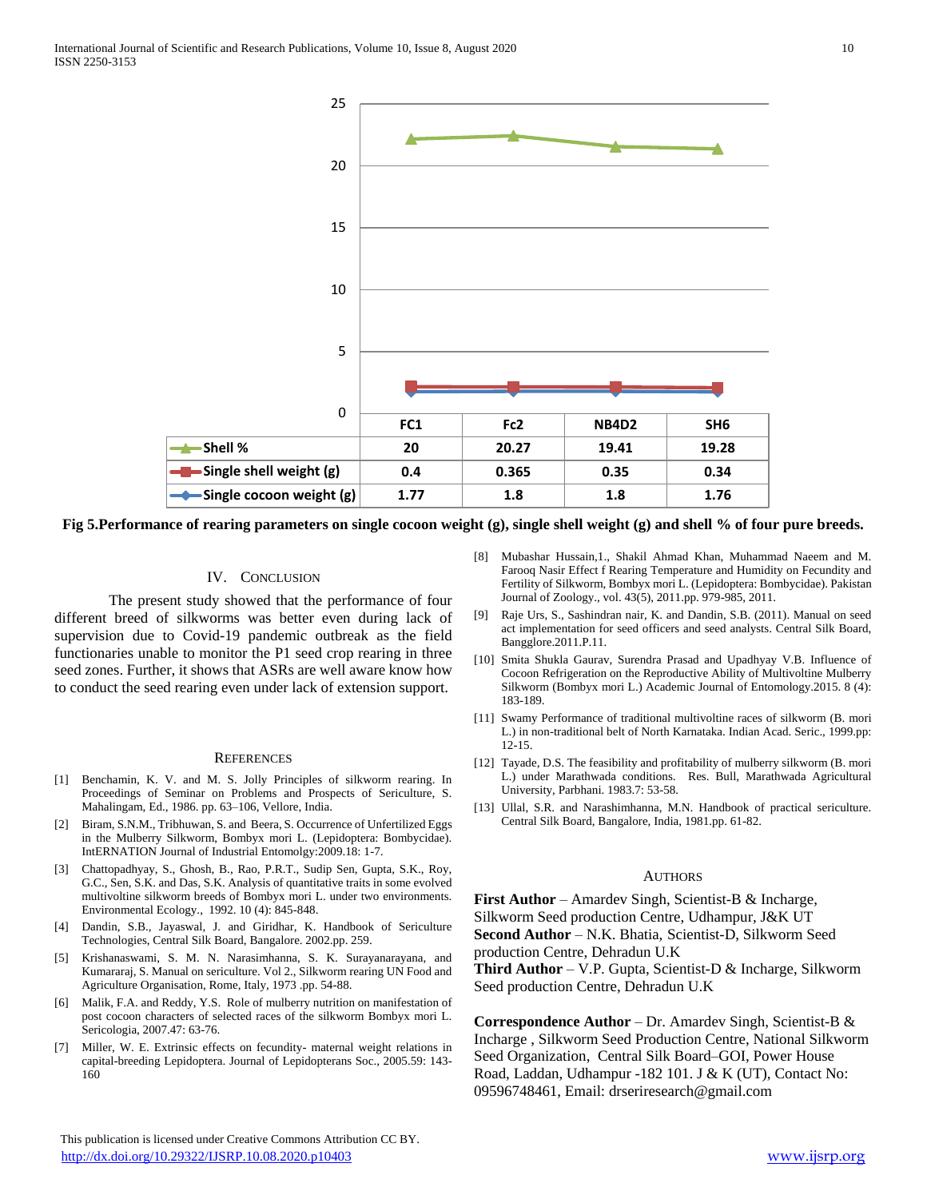| | FC1 | Fc2 | NB4D2 | SH6 |
|---|---|---|---|---|
| Shell % | 20 | 20.27 | 19.41 | 19.28 |
| Single shell weight (g) | 0.4 | 0.365 | 0.35 | 0.34 |
| Single cocoon weight (g) | 1.77 | 1.8 | 1.8 | 1.76 |

**Fig 5.Performance of rearing parameters on single cocoon weight (g), single shell weight (g) and shell % of four pure breeds.**

## IV. Conclusion

The present study showed that the performance of four different breed of silkworms was better even during lack of supervision due to Covid-19 pandemic outbreak as the field functionaries unable to monitor the P1 seed crop rearing in three seed zones. Further, it shows that ASRs are well aware know how to conduct the seed rearing even under lack of extension support.

## References

[1] Benchamin, K. V. and M. S. Jolly Principles of silkworm rearing. In Proceedings of Seminar on Problems and Prospects of Sericulture, S. Mahalingam, Ed., 1986. pp. 63–106, Vellore, India.

[2] Biram, S.N.M., Tribhuwan, S. and Beera, S. Occurrence of Unfertilized Eggs in the Mulberry Silkworm, Bombyx mori L. (Lepidoptera: Bombycidae). IntERNATION Journal of Industrial Entomology:2009.18: 1-7.

[3] Chattopadhyay, S., Ghosh, B., Rao, P.R.T., Sudip Sen, Gupta, S.K., Roy, G.C., Sen, S.K. and Das, S.K. Analysis of quantitative traits in some evolved multivoltine silkworm breeds of Bombyx mori L. under two environments. Environmental Ecology., 1992. 10 (4): 845-848.

[4] Dandin, S.B., Jayaswal, J. and Giridhar, K. Handbook of Sericulture Technologies, Central Silk Board, Bangalore. 2002.pp. 259.

[5] Krishanaswami, S. M. N. Narasimhanna, S. K. Surayanarayana, and Kumararaj, S. Manual on sericulture. Vol 2., Silkworm rearing UN Food and Agriculture Organisation, Rome, Italy, 1973 .pp. 54-88.

[6] Malik, F.A. and Reddy, Y.S. Role of mulberry nutrition on manifestation of post cocoon characters of selected races of the silkworm Bombyx mori L. Sericologia, 2007.47: 63-76.

[7] Miller, W. E. Extrinsic effects on fecundity- maternal weight relations in capital-breeding Lepidoptera. Journal of Lepidopterans Soc., 2005.59: 143-160

[8] Mubashar Hussain,1., Shakil Ahmad Khan, Muhammad Naeem and M. Farooq Nasir Effect f Rearing Temperature and Humidity on Fecundity and Fertility of Silkworm, Bombyx mori L. (Lepidoptera: Bombycidae). Pakistan Journal of Zoology., vol. 43(5), 2011.pp. 979-985, 2011.

[9] Raje Urs, S., Sashindran nair, K. and Dandin, S.B. (2011). Manual on seed act implementation for seed officers and seed analysts. Central Silk Board, Bangglore.2011.P.11.

[10] Smita Shukla Gaurav, Surendra Prasad and Upadhyay V.B. Influence of Cocoon Refrigeration on the Reproductive Ability of Multivoltine Mulberry Silkworm (Bombyx mori L.) Academic Journal of Entomology.2015. 8 (4): 183-189.

[11] Swamy Performance of traditional multivoltine races of silkworm (B. mori L.) in non-traditional belt of North Karnataka. Indian Acad. Seric., 1999.pp: 12-15.

[12] Tayade, D.S. The feasibility and profitability of mulberry silkworm (B. mori L.) under Marathwada conditions. Res. Bull, Marathwada Agricultural University, Parbhani. 1983.7: 53-58.

[13] Ullal, S.R. and Narashimhanna, M.N. Handbook of practical sericulture. Central Silk Board, Bangalore, India, 1981.pp. 61-82.

## Authors

**First Author** – Amardev Singh, Scientist-B & Incharge, Silkworm Seed production Centre, Udhampur, J&K UT
**Second Author** – N.K. Bhatia, Scientist-D, Silkworm Seed production Centre, Dehradun U.K
**Third Author** – V.P. Gupta, Scientist-D & Incharge, Silkworm Seed production Centre, Dehradun U.K

**Correspondence Author** – Dr. Amardev Singh, Scientist-B & Incharge , Silkworm Seed Production Centre, National Silkworm Seed Organization, Central Silk Board–GOI, Power House Road, Laddan, Udhampur -182 101. J & K (UT), Contact No: 09596748461, Email: drseriresearch@gmail.com